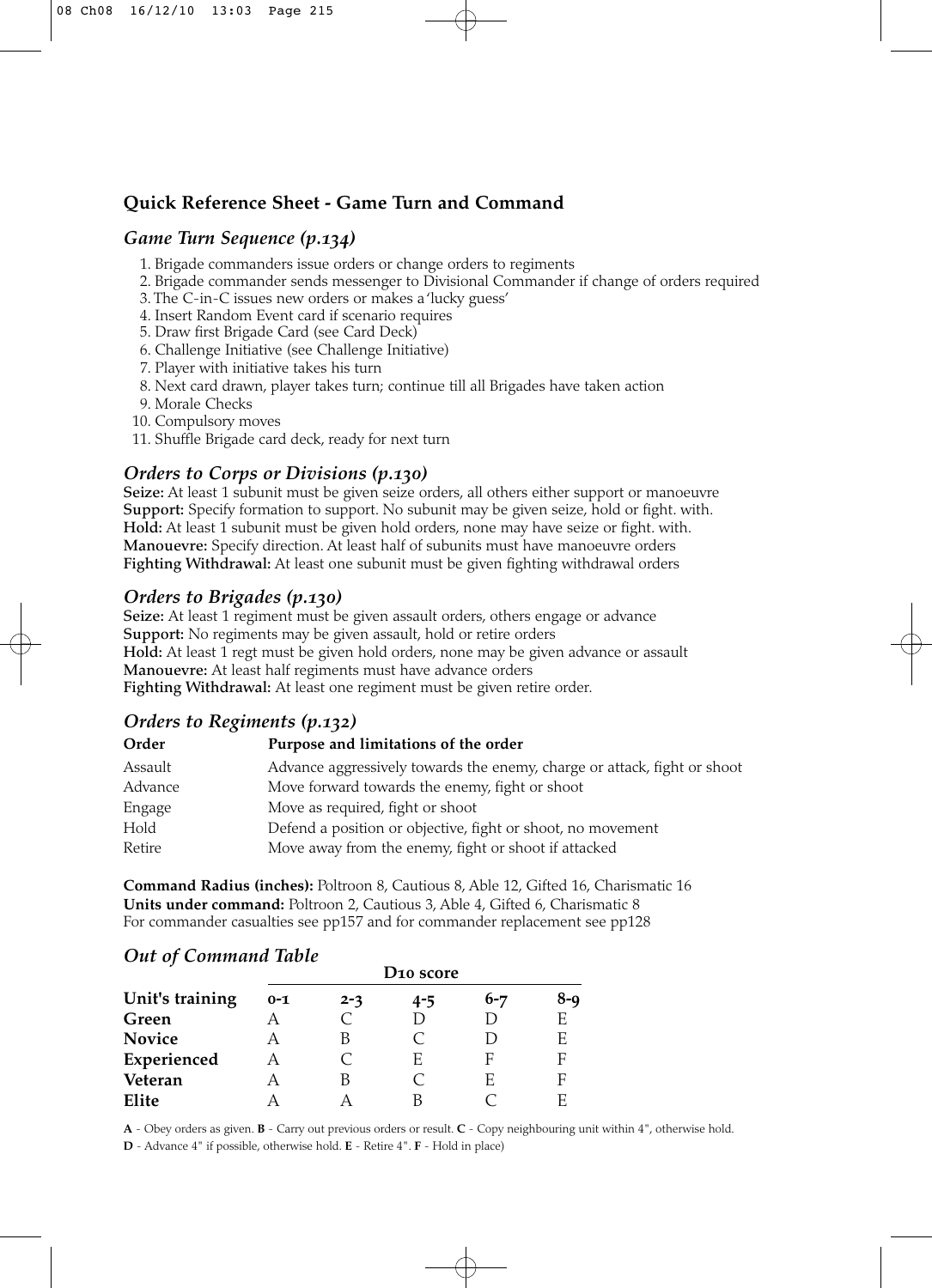## Quick Reference Sheet - Game Turn and Command

### *Game Turn Sequence (p.134)*

1. Brigade commanders issue orders or change orders to regiments
2. Brigade commander sends messenger to Divisional Commander if change of orders required
3. The C-in-C issues new orders or makes a 'lucky guess'
4. Insert Random Event card if scenario requires
5. Draw first Brigade Card (see Card Deck)
6. Challenge Initiative (see Challenge Initiative)
7. Player with initiative takes his turn
8. Next card drawn, player takes turn; continue till all Brigades have taken action
9. Morale Checks
10. Compulsory moves
11. Shuffle Brigade card deck, ready for next turn

### *Orders to Corps or Divisions (p.130)*

**Seize:** At least 1 subunit must be given seize orders, all others either support or manoeuvre
**Support:** Specify formation to support. No subunit may be given seize, hold or fight. with.
**Hold:** At least 1 subunit must be given hold orders, none may have seize or fight. with.
**Manouevre:** Specify direction. At least half of subunits must have manoeuvre orders
**Fighting Withdrawal:** At least one subunit must be given fighting withdrawal orders

### *Orders to Brigades (p.130)*

**Seize:** At least 1 regiment must be given assault orders, others engage or advance
**Support:** No regiments may be given assault, hold or retire orders
**Hold:** At least 1 regt must be given hold orders, none may be given advance or assault
**Manoeuvre:** At least half regiments must have advance orders
**Fighting Withdrawal:** At least one regiment must be given retire order.

### *Orders to Regiments (p.132)*

| Order | Purpose and limitations of the order |
|---|---|
| Assault | Advance aggressively towards the enemy, charge or attack, fight or shoot |
| Advance | Move forward towards the enemy, fight or shoot |
| Engage | Move as required, fight or shoot |
| Hold | Defend a position or objective, fight or shoot, no movement |
| Retire | Move away from the enemy, fight or shoot if attacked |

**Command Radius (inches):** Poltroon 8, Cautious 8, Able 12, Gifted 16, Charismatic 16
**Units under command:** Poltroon 2, Cautious 3, Able 4, Gifted 6, Charismatic 8
For commander casualties see pp157 and for commander replacement see pp128

### *Out of Command Table*

| | D10 score | | | | |
|---|---|---|---|---|---|
| **Unit's training** | **0-1** | **2-3** | **4-5** | **6-7** | **8-9** |
| **Green** | A | C | D | D | E |
| **Novice** | A | B | C | D | E |
| **Experienced** | A | C | E | F | F |
| **Veteran** | A | B | C | E | F |
| **Elite** | A | A | B | C | E |

**A** - Obey orders as given. **B** - Carry out previous orders or result. **C** - Copy neighbouring unit within 4", otherwise hold.
**D** - Advance 4" if possible, otherwise hold. **E** - Retire 4". **F** - Hold in place)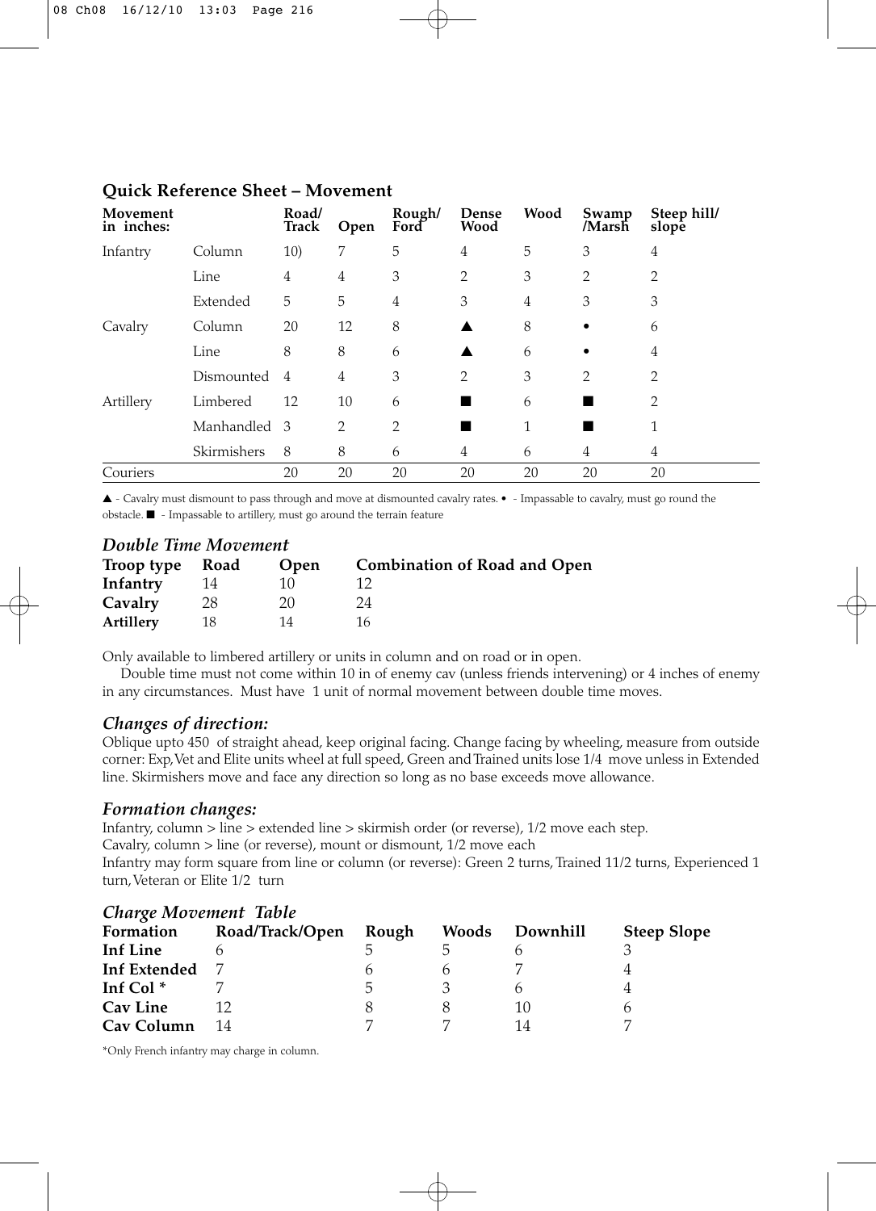## Quick Reference Sheet – Movement

| Movement in inches: | | Road/ Track | Open | Rough/ Ford | Dense Wood | Wood | Swamp /Marsh | Steep hill/ slope |
|---|---|---|---|---|---|---|---|---|
| Infantry | Column | 10) | 7 | 5 | 4 | 5 | 3 | 4 |
| | Line | 4 | 4 | 3 | 2 | 3 | 2 | 2 |
| | Extended | 5 | 5 | 4 | 3 | 4 | 3 | 3 |
| Cavalry | Column | 20 | 12 | 8 | ▲ | 8 | • | 6 |
| | Line | 8 | 8 | 6 | ▲ | 6 | • | 4 |
| | Dismounted | 4 | 4 | 3 | 2 | 3 | 2 | 2 |
| Artillery | Limbered | 12 | 10 | 6 | ■ | 6 | ■ | 2 |
| | Manhandled | 3 | 2 | 2 | ■ | 1 | ■ | 1 |
| | Skirmishers | 8 | 8 | 6 | 4 | 6 | 4 | 4 |
| Couriers | | 20 | 20 | 20 | 20 | 20 | 20 | 20 |

▲ - Cavalry must dismount to pass through and move at dismounted cavalry rates. • - Impassable to cavalry, must go round the obstacle. ■ - Impassable to artillery, must go around the terrain feature

### *Double Time Movement*

| Troop type | Road | Open | Combination of Road and Open |
|---|---|---|---|
| **Infantry** | 14 | 10 | 12 |
| **Cavalry** | 28 | 20 | 24 |
| **Artillery** | 18 | 14 | 16 |

Only available to limbered artillery or units in column and on road or in open.

Double time must not come within 10 in of enemy cav (unless friends intervening) or 4 inches of enemy in any circumstances. Must have 1 unit of normal movement between double time moves.

### *Changes of direction:*

Oblique upto 450 of straight ahead, keep original facing. Change facing by wheeling, measure from outside corner: Exp, Vet and Elite units wheel at full speed, Green and Trained units lose 1/4 move unless in Extended line. Skirmishers move and face any direction so long as no base exceeds move allowance.

### *Formation changes:*

Infantry, column > line > extended line > skirmish order (or reverse), 1/2 move each step.

Cavalry, column > line (or reverse), mount or dismount, 1/2 move each

Infantry may form square from line or column (or reverse): Green 2 turns, Trained 11/2 turns, Experienced 1 turn, Veteran or Elite 1/2 turn

### *Charge Movement Table*

| Formation | Road/Track/Open | Rough | Woods | Downhill | Steep Slope |
|---|---|---|---|---|---|
| **Inf Line** | 6 | 5 | 5 | 6 | 3 |
| **Inf Extended** | 7 | 6 | 6 | 7 | 4 |
| **Inf Col *** | 7 | 5 | 3 | 6 | 4 |
| **Cav Line** | 12 | 8 | 8 | 10 | 6 |
| **Cav Column** | 14 | 7 | 7 | 14 | 7 |

*Only French infantry may charge in column.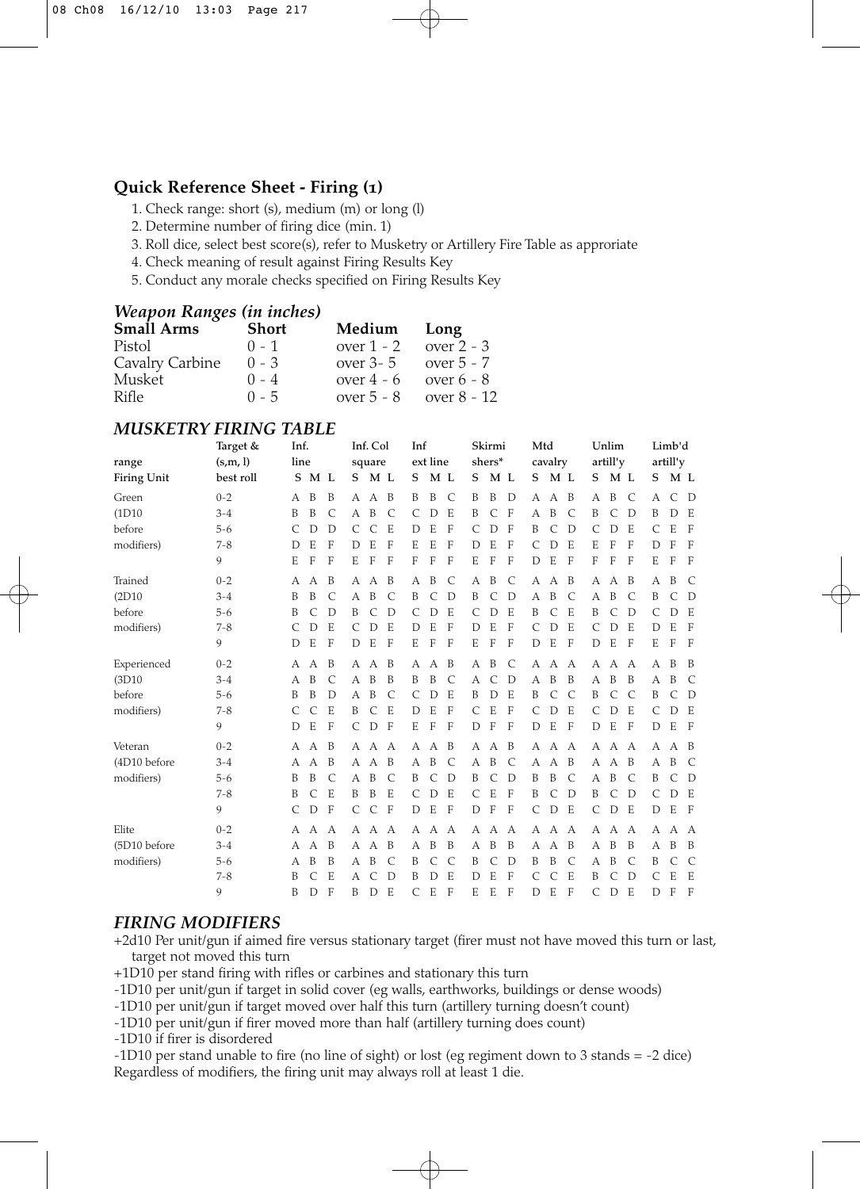## Quick Reference Sheet - Firing (1)

1. Check range: short (s), medium (m) or long (l)
2. Determine number of firing dice (min. 1)
3. Roll dice, select best score(s), refer to Musketry or Artillery Fire Table as approriate
4. Check meaning of result against Firing Results Key
5. Conduct any morale checks specified on Firing Results Key

### *Weapon Ranges (in inches)*

| Small Arms | Short | Medium | Long |
|---|---|---|---|
| Pistol | 0 - 1 | over 1 - 2 | over 2 - 3 |
| Cavalry Carbine | 0 - 3 | over 3- 5 | over 5 - 7 |
| Musket | 0 - 4 | over 4 - 6 | over 6 - 8 |
| Rifle | 0 - 5 | over 5 - 8 | over 8 - 12 |

### *MUSKETRY FIRING TABLE*

| range | Target & (s,m, l) | Inf. line | | | Inf. Col square | | | Inf ext line | | | Skirmi shers* | | | Mtd cavalry | | | Unlim artill'y | | | Limb'd artill'y | | |
|---|---|---|---|---|---|---|---|---|---|---|---|---|---|---|---|---|---|---|---|---|---|---|
| Firing Unit | best roll | S | M | L | S | M | L | S | M | L | S | M | L | S | M | L | S | M | L | S | M | L |
| Green | 0-2 | A | B | B | A | A | B | B | B | C | B | B | D | A | A | B | A | B | C | A | C | D |
| (1D10 | 3-4 | B | B | C | A | B | C | C | D | E | B | C | F | A | B | C | B | C | D | B | D | E |
| before | 5-6 | C | D | D | C | C | E | D | E | F | C | D | F | B | C | D | C | D | E | C | E | F |
| modifiers) | 7-8 | D | E | F | D | E | F | E | E | F | D | E | F | C | D | E | E | F | F | D | F | F |
| | 9 | E | F | F | E | F | F | F | F | F | E | F | F | D | E | F | F | F | F | E | F | F |
| Trained | 0-2 | A | A | B | A | A | B | A | B | C | A | B | C | A | A | B | A | A | B | A | B | C |
| (2D10 | 3-4 | B | B | C | A | B | C | B | C | D | B | C | D | A | B | C | A | B | C | B | C | D |
| before | 5-6 | B | C | D | B | C | D | C | D | E | C | D | E | B | C | E | B | C | D | C | D | E |
| modifiers) | 7-8 | C | D | E | C | D | E | D | E | F | D | E | F | C | D | E | C | D | E | D | E | F |
| | 9 | D | E | F | D | E | F | E | F | F | E | F | F | D | E | F | D | E | F | E | F | F |
| Experienced | 0-2 | A | A | B | A | A | B | A | A | B | A | B | C | A | A | A | A | A | A | A | B | B |
| (3D10 | 3-4 | A | B | C | A | B | B | B | B | C | A | C | D | A | B | B | A | B | B | A | B | C |
| before | 5-6 | B | B | D | A | B | C | C | D | E | B | D | E | B | C | C | B | C | C | B | C | D |
| modifiers) | 7-8 | C | C | E | B | C | E | D | E | F | C | E | F | C | D | E | C | D | E | C | D | E |
| | 9 | D | E | F | C | D | F | E | F | F | D | F | F | D | E | F | D | E | F | D | E | F |
| Veteran | 0-2 | A | A | B | A | A | A | A | A | B | A | A | B | A | A | A | A | A | A | A | A | B |
| (4D10 before | 3-4 | A | A | B | A | A | B | A | B | C | A | B | C | A | A | B | A | A | B | A | B | C |
| modifiers) | 5-6 | B | B | C | A | B | C | B | C | D | B | C | D | B | B | C | A | B | C | B | C | D |
| | 7-8 | B | C | E | B | B | E | C | D | E | C | E | F | B | C | D | B | C | D | C | D | E |
| | 9 | C | D | F | C | C | F | D | E | F | D | F | F | C | D | E | C | D | E | D | E | F |
| Elite | 0-2 | A | A | A | A | A | A | A | A | A | A | A | A | A | A | A | A | A | A | A | A | A |
| (5D10 before | 3-4 | A | A | B | A | A | B | A | B | B | A | B | B | A | A | B | A | B | B | A | B | B |
| modifiers) | 5-6 | A | B | B | A | B | C | B | C | C | B | C | D | B | B | C | A | B | C | B | C | C |
| | 7-8 | B | C | E | A | C | D | B | D | E | D | E | F | C | C | E | B | C | D | C | E | E |
| | 9 | B | D | F | B | D | E | C | E | F | E | E | F | D | E | F | C | D | E | D | F | F |

### *FIRING MODIFIERS*

+2d10 Per unit/gun if aimed fire versus stationary target (firer must not have moved this turn or last, target not moved this turn

+1D10 per stand firing with rifles or carbines and stationary this turn

-1D10 per unit/gun if target in solid cover (eg walls, earthworks, buildings or dense woods)

-1D10 per unit/gun if target moved over half this turn (artillery turning doesn't count)

-1D10 per unit/gun if firer moved more than half (artillery turning does count)

-1D10 if firer is disordered

-1D10 per stand unable to fire (no line of sight) or lost (eg regiment down to 3 stands = -2 dice)

Regardless of modifiers, the firing unit may always roll at least 1 die.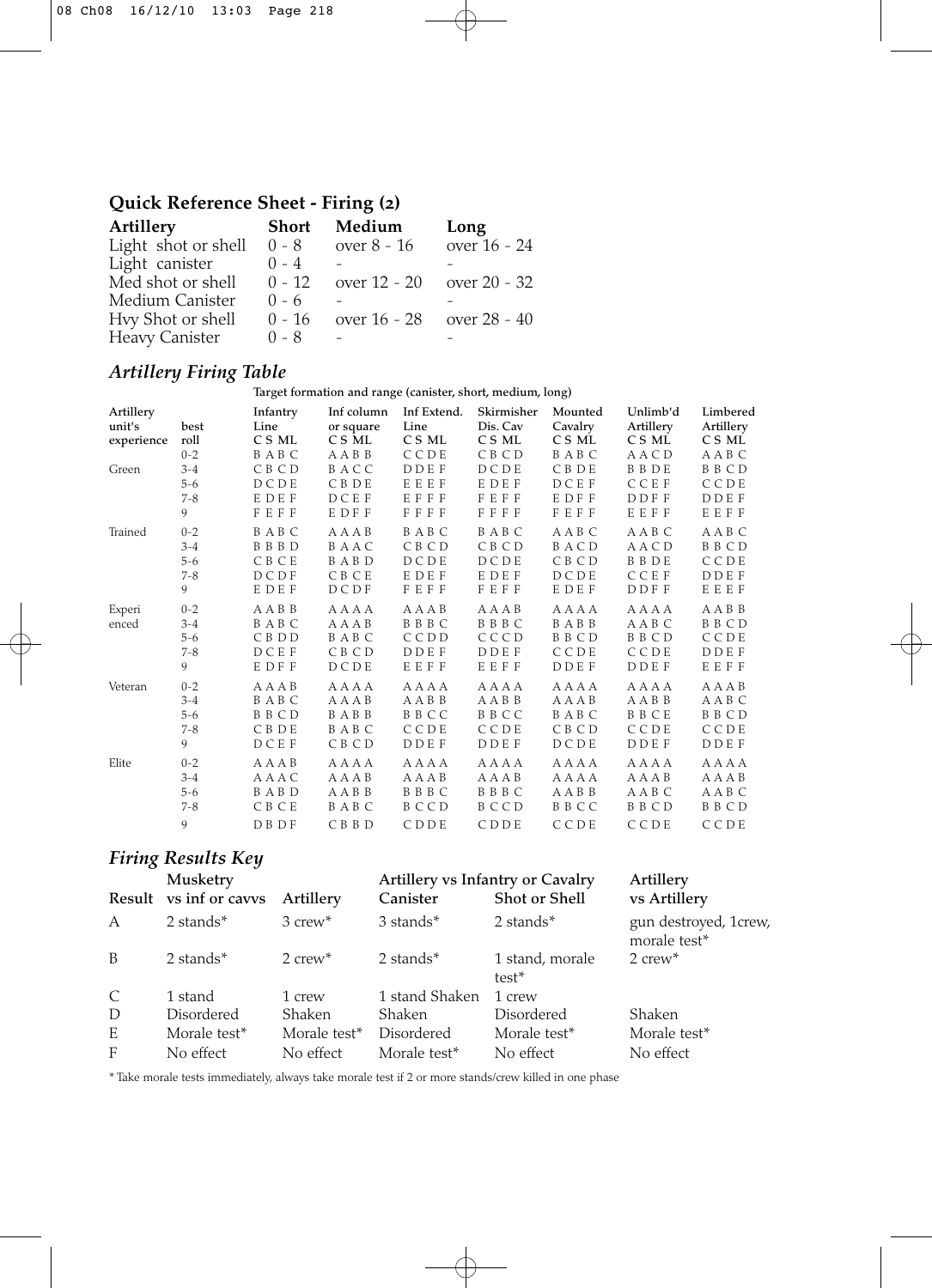## Quick Reference Sheet - Firing (2)

| Artillery | Short | Medium | Long |
|---|---|---|---|
| Light shot or shell | 0 - 8 | over 8 - 16 | over 16 - 24 |
| Light canister | 0 - 4 | - | - |
| Med shot or shell | 0 - 12 | over 12 - 20 | over 20 - 32 |
| Medium Canister | 0 - 6 | - | - |
| Hvy Shot or shell | 0 - 16 | over 16 - 28 | over 28 - 40 |
| Heavy Canister | 0 - 8 | - | - |

### *Artillery Firing Table*

Target formation and range (canister, short, medium, long)

| Artillery unit's experience | best roll | Infantry Line C S ML | Inf column or square C S ML | Inf Extend. Line C S ML | Skirmisher Dis. Cav C S ML | Mounted Cavalry C S ML | Unlimb'd Artillery C S ML | Limbered Artillery C S ML |
|---|---|---|---|---|---|---|---|---|
| | 0-2 | B A B C | A A B B | C C D E | C B C D | B A B C | A A C D | A A B C |
| Green | 3-4 | C B C D | B A C C | D D E F | D C D E | C B D E | B B D E | B B C D |
| | 5-6 | D C D E | C B D E | E E E F | E D E F | D C E F | C C E F | C C D E |
| | 7-8 | E D E F | D C E F | E F F F | F E F F | E D F F | D D F F | D D E F |
| | 9 | F E F F | E D F F | F F F F | F F F F | F E F F | E E F F | E E F F |
| Trained | 0-2 | B A B C | A A A B | B A B C | B A B C | A A B C | A A B C | A A B C |
| | 3-4 | B B B D | B A A C | C B C D | C B C D | B A C D | A A C D | B B C D |
| | 5-6 | C B C E | B A B D | D C D E | D C D E | C B C D | B B D E | C C D E |
| | 7-8 | D C D F | C B C E | E D E F | E D E F | D C D E | C C E F | D D E F |
| | 9 | E D E F | D C D F | F E F F | F E F F | E D E F | D D F F | E E E F |
| Experienced | 0-2 | A A B B | A A A A | A A A B | A A A B | A A A A | A A A A | A A B B |
| | 3-4 | B A B C | A A A B | B B B C | B B B C | B A B B | A A B C | B B C D |
| | 5-6 | C B D D | B A B C | C C D D | C C C D | B B C D | B B C D | C C D E |
| | 7-8 | D C E F | C B C D | D D E F | D D E F | C C D E | C C D E | D D E F |
| | 9 | E D F F | D C D E | E E F F | E E F F | D D E F | D D E F | E E F F |
| Veteran | 0-2 | A A A B | A A A A | A A A A | A A A A | A A A A | A A A A | A A A B |
| | 3-4 | B A B C | A A A B | A A B B | A A B B | A A A B | A A B B | A A B C |
| | 5-6 | B B C D | B A B B | B B C C | B B C C | B A B C | B B C E | B B C D |
| | 7-8 | C B D E | B A B C | C C D E | C C D E | C B C D | C C D E | C C D E |
| | 9 | D C E F | C B C D | D D E F | D D E F | D C D E | D D E F | D D E F |
| Elite | 0-2 | A A A B | A A A A | A A A A | A A A A | A A A A | A A A A | A A A A |
| | 3-4 | A A A C | A A A B | A A A B | A A A B | A A A A | A A A B | A A A B |
| | 5-6 | B A B D | A A B B | B B B C | B B B C | A A B B | A A B C | A A B C |
| | 7-8 | C B C E | B A B C | B C C D | B C C D | B B C C | B B C D | B B C D |
| | 9 | D B D F | C B B D | C D D E | C D D E | C C D E | C C D E | C C D E |

### *Firing Results Key*

| Result | Musketry vs inf or cavvs | Artillery | Artillery vs Infantry or Cavalry Canister | Shot or Shell | Artillery vs Artillery |
|---|---|---|---|---|---|
| A | 2 stands* | 3 crew* | 3 stands* | 2 stands* | gun destroyed, 1crew, morale test* |
| B | 2 stands* | 2 crew* | 2 stands* | 1 stand, morale test* | 2 crew* |
| C | 1 stand | 1 crew | 1 stand Shaken | 1 crew | |
| D | Disordered | Shaken | Shaken | Disordered | Shaken |
| E | Morale test* | Morale test* | Disordered | Morale test* | Morale test* |
| F | No effect | No effect | Morale test* | No effect | No effect |

\* Take morale tests immediately, always take morale test if 2 or more stands/crew killed in one phase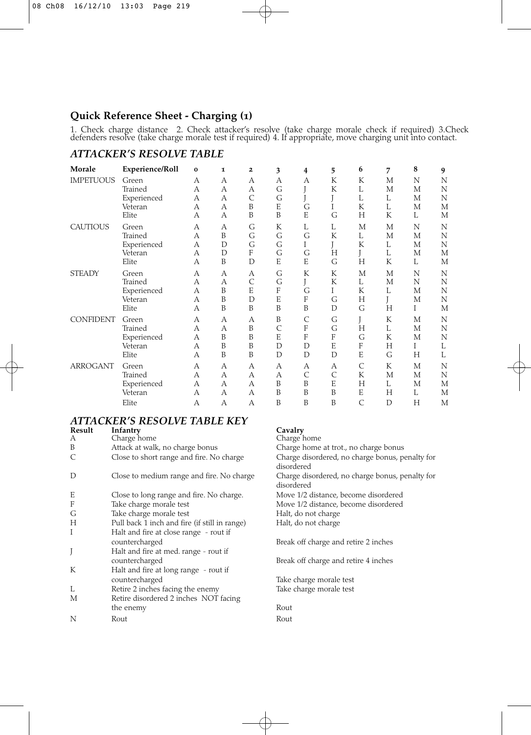## Quick Reference Sheet - Charging (1)

1. Check charge distance 2. Check attacker's resolve (take charge morale check if required) 3.Check defenders resolve (take charge morale test if required) 4. If appropriate, move charging unit into contact.

### *ATTACKER'S RESOLVE TABLE*

| Morale | Experience/Roll | 0 | 1 | 2 | 3 | 4 | 5 | 6 | 7 | 8 | 9 |
|---|---|---|---|---|---|---|---|---|---|---|---|
| IMPETUOUS | Green | A | A | A | A | A | K | K | M | N | N |
| | Trained | A | A | A | G | J | K | L | M | M | N |
| | Experienced | A | A | C | G | J | J | L | L | M | N |
| | Veteran | A | A | B | E | G | I | K | L | M | M |
| | Elite | A | A | B | B | E | G | H | K | L | M |
| CAUTIOUS | Green | A | A | G | K | L | L | M | M | N | N |
| | Trained | A | B | G | G | G | K | L | M | M | N |
| | Experienced | A | D | G | G | I | J | K | L | M | N |
| | Veteran | A | D | F | G | G | H | J | L | M | M |
| | Elite | A | B | D | E | E | G | H | K | L | M |
| STEADY | Green | A | A | A | G | K | K | M | M | N | N |
| | Trained | A | A | C | G | J | K | L | M | N | N |
| | Experienced | A | B | E | F | G | I | K | L | M | N |
| | Veteran | A | B | D | E | F | G | H | J | M | N |
| | Elite | A | B | B | B | B | D | G | H | I | M |
| CONFIDENT | Green | A | A | A | B | C | G | J | K | M | N |
| | Trained | A | A | B | C | F | G | H | L | M | N |
| | Experienced | A | B | B | E | F | F | G | K | M | N |
| | Veteran | A | B | B | D | D | E | F | H | I | L |
| | Elite | A | B | B | D | D | D | E | G | H | L |
| ARROGANT | Green | A | A | A | A | A | A | C | K | M | N |
| | Trained | A | A | A | A | C | C | K | M | M | N |
| | Experienced | A | A | A | B | B | E | H | L | M | M |
| | Veteran | A | A | A | B | B | B | E | H | L | M |
| | Elite | A | A | A | B | B | B | C | D | H | M |

### *ATTACKER'S RESOLVE TABLE KEY*

| Result | Infantry | Cavalry |
|---|---|---|
| A | Charge home | Charge home |
| B | Attack at walk, no charge bonus | Charge home at trot., no charge bonus |
| C | Close to short range and fire. No charge | Charge disordered, no charge bonus, penalty for disordered |
| D | Close to medium range and fire. No charge | Charge disordered, no charge bonus, penalty for disordered |
| E | Close to long range and fire. No charge. | Move 1/2 distance, become disordered |
| F | Take charge morale test | Move 1/2 distance, become disordered |
| G | Take charge morale test | Halt, do not charge |
| H | Pull back 1 inch and fire (if still in range) | Halt, do not charge |
| I | Halt and fire at close range - rout if countercharged | Break off charge and retire 2 inches |
| J | Halt and fire at med. range - rout if countercharged | Break off charge and retire 4 inches |
| K | Halt and fire at long range - rout if countercharged | Take charge morale test |
| L | Retire 2 inches facing the enemy | Take charge morale test |
| M | Retire disordered 2 inches NOT facing the enemy | Rout |
| N | Rout | Rout |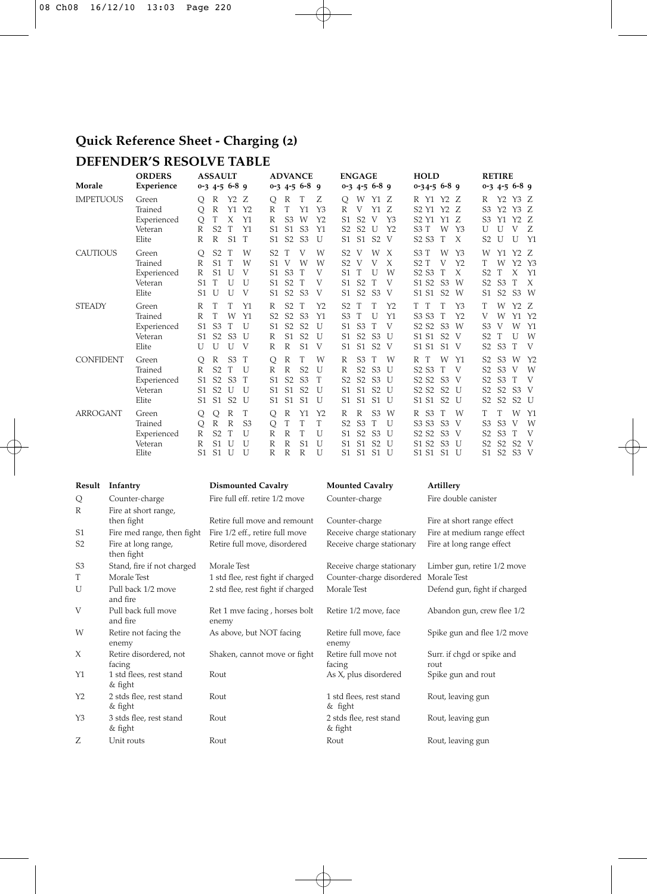# Quick Reference Sheet - Charging (2)

## DEFENDER'S RESOLVE TABLE

| Morale | Experience | ASSAULT 0-3 | 4-5 | 6-8 | 9 | ADVANCE 0-3 | 4-5 | 6-8 | 9 | ENGAGE 0-3 | 4-5 | 6-8 | 9 | HOLD 0-3 | 4-5 | 6-8 | 9 | RETIRE 0-3 | 4-5 | 6-8 | 9 |
|---|---|---|---|---|---|---|---|---|---|---|---|---|---|---|---|---|---|---|---|---|---|
| IMPETUOUS | Green | Q | R | Y2 | Z | Q | R | T | Z | Q | W | Y1 | Z | R | Y1 | Y2 | Z | R | Y2 | Y3 | Z |
| | Trained | Q | R | Y1 | Y2 | R | T | Y1 | Y3 | R | V | Y1 | Z | S2 | Y1 | Y2 | Z | S3 | Y2 | Y3 | Z |
| | Experienced | Q | T | X | Y1 | R | S3 | W | Y2 | S1 | S2 | V | Y3 | S2 | Y1 | Y1 | Z | S3 | Y1 | Y2 | Z |
| | Veteran | R | S2 | T | Y1 | S1 | S1 | S3 | Y1 | S2 | S2 | U | Y2 | S3 | T | W | Y3 | U | U | V | Z |
| | Elite | R | R | S1 | T | S1 | S2 | S3 | U | S1 | S1 | S2 | V | S2 | S3 | T | X | S2 | U | U | Y1 |
| CAUTIOUS | Green | Q | S2 | T | W | S2 | T | V | W | S2 | V | W | X | S3 | T | W | Y3 | W | Y1 | Y2 | Z |
| | Trained | R | S1 | T | W | S1 | V | W | W | S2 | V | V | X | S2 | T | V | Y2 | T | W | Y2 | Y3 |
| | Experienced | R | S1 | U | V | S1 | S3 | T | V | S1 | T | U | W | S2 | S3 | T | X | S2 | T | X | Y1 |
| | Veteran | S1 | T | U | U | S1 | S2 | T | V | S1 | S2 | T | V | S1 | S2 | S3 | W | S2 | S3 | T | X |
| | Elite | S1 | U | U | V | S1 | S2 | S3 | V | S1 | S2 | S3 | V | S1 | S1 | S2 | W | S1 | S2 | S3 | W |
| STEADY | Green | R | T | T | Y1 | R | S2 | T | Y2 | S2 | T | T | Y2 | T | T | T | Y3 | T | W | Y2 | Z |
| | Trained | R | T | W | Y1 | S2 | S2 | S3 | Y1 | S3 | T | U | Y1 | S3 | S3 | T | Y2 | V | W | Y1 | Y2 |
| | Experienced | S1 | S3 | T | U | S1 | S2 | S2 | U | S1 | S3 | T | V | S2 | S2 | S3 | W | S3 | V | W | Y1 |
| | Veteran | S1 | S2 | S3 | U | R | S1 | S2 | U | S1 | S2 | S3 | U | S1 | S1 | S2 | V | S2 | T | U | W |
| | Elite | U | U | U | V | R | R | S1 | V | S1 | S1 | S2 | V | S1 | S1 | S1 | V | S2 | S3 | T | V |
| CONFIDENT | Green | Q | R | S3 | T | Q | R | T | W | R | S3 | T | W | R | T | W | Y1 | S2 | S3 | W | Y2 |
| | Trained | R | S2 | T | U | R | R | S2 | U | R | S2 | S3 | U | S2 | S3 | T | V | S2 | S3 | V | W |
| | Experienced | S1 | S2 | S3 | T | S1 | S2 | S3 | T | S2 | S2 | S3 | U | S2 | S2 | S3 | V | S2 | S3 | T | V |
| | Veteran | S1 | S2 | U | U | S1 | S1 | S2 | U | S1 | S1 | S2 | U | S2 | S2 | S2 | U | S2 | S2 | S3 | V |
| | Elite | S1 | S1 | S2 | U | S1 | S1 | S1 | U | S1 | S1 | S1 | U | S1 | S1 | S2 | U | S2 | S2 | S2 | U |
| ARROGANT | Green | Q | Q | R | T | Q | R | Y1 | Y2 | R | R | S3 | W | R | S3 | T | W | T | T | W | Y1 |
| | Trained | Q | R | R | S3 | Q | T | T | T | S2 | S3 | T | U | S3 | S3 | S3 | V | S3 | S3 | V | W |
| | Experienced | R | S2 | T | U | R | R | T | U | S1 | S2 | S3 | U | S2 | S2 | S3 | V | S2 | S3 | T | V |
| | Veteran | R | S1 | U | U | R | R | S1 | U | S1 | S1 | S2 | U | S1 | S2 | S3 | U | S2 | S2 | S2 | V |
| | Elite | S1 | S1 | U | U | R | R | R | U | S1 | S1 | S1 | U | S1 | S1 | S1 | U | S1 | S2 | S3 | V |

| Result | Infantry | Dismounted Cavalry | Mounted Cavalry | Artillery |
|---|---|---|---|---|
| Q | Counter-charge | Fire full eff. retire 1/2 move | Counter-charge | Fire double canister |
| R | Fire at short range, then fight | Retire full move and remount | Counter-charge | Fire at short range effect |
| S1 | Fire med range, then fight | Fire 1/2 eff., retire full move | Receive charge stationary | Fire at medium range effect |
| S2 | Fire at long range, then fight | Retire full move, disordered | Receive charge stationary | Fire at long range effect |
| S3 | Stand, fire if not charged | Morale Test | Receive charge stationary | Limber gun, retire 1/2 move |
| T | Morale Test | 1 std flee, rest fight if charged | Counter-charge disordered | Morale Test |
| U | Pull back 1/2 move and fire | 2 std flee, rest fight if charged | Morale Test | Defend gun, fight if charged |
| V | Pull back full move and fire | Ret 1 mve facing , horses bolt | Retire 1/2 move, face enemy | Abandon gun, crew flee 1/2 |
| W | Retire not facing the enemy | As above, but NOT facing | Retire full move, face enemy | Spike gun and flee 1/2 move |
| X | Retire disordered, not facing | Shaken, cannot move or fight | Retire full move not facing | Surr. if chgd or spike and rout |
| Y1 | 1 std flees, rest stand & fight | Rout | As X, plus disordered | Spike gun and rout |
| Y2 | 2 stds flee, rest stand & fight | Rout | 1 std flees, rest stand & fight | Rout, leaving gun |
| Y3 | 3 stds flee, rest stand & fight | Rout | 2 stds flee, rest stand & fight | Rout, leaving gun |
| Z | Unit routs | Rout | Rout | Rout, leaving gun |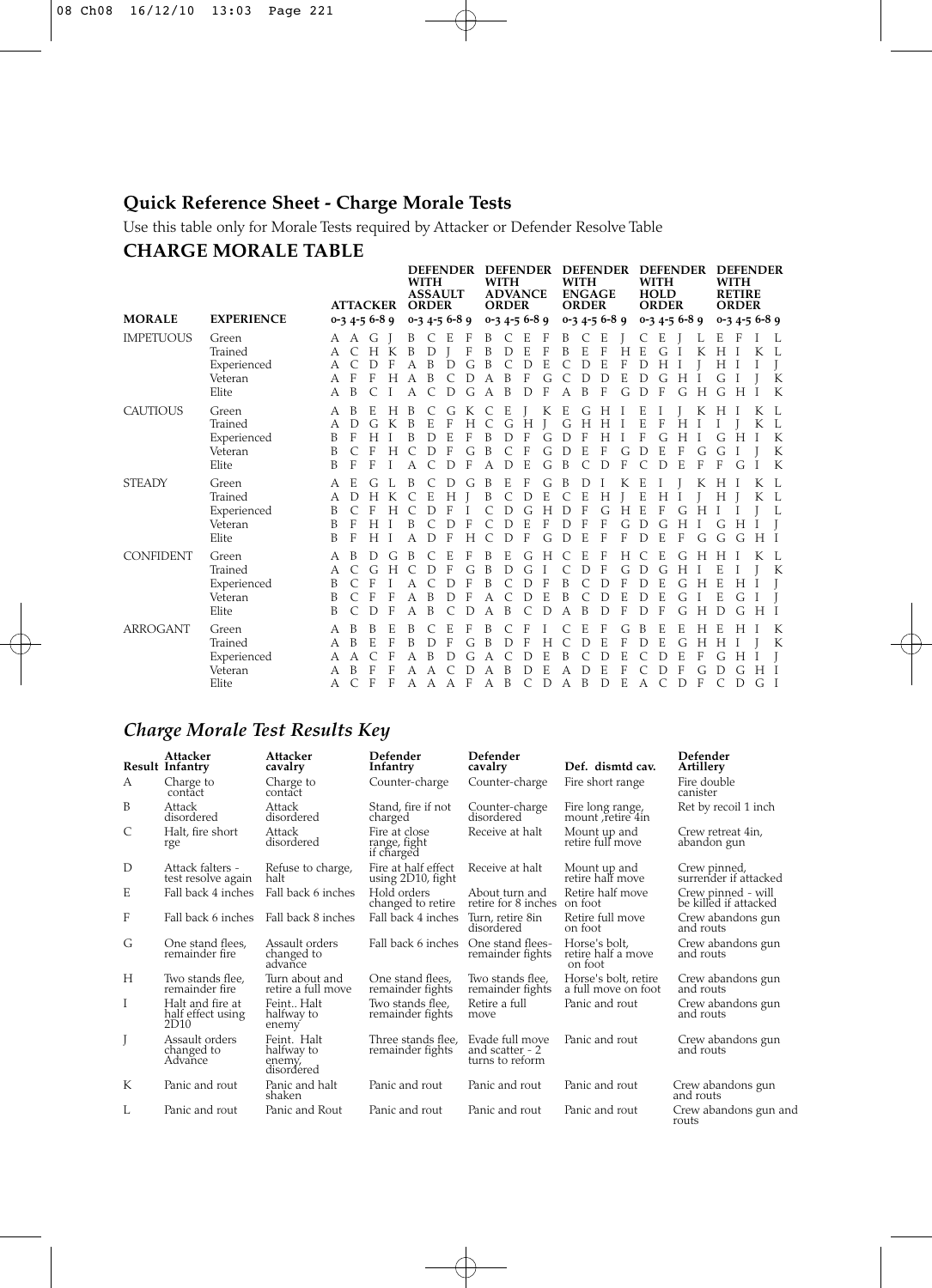## Quick Reference Sheet - Charge Morale Tests

Use this table only for Morale Tests required by Attacker or Defender Resolve Table

## CHARGE MORALE TABLE

| | | ATTACKER | | | | DEFENDER WITH ASSAULT ORDER | | | | DEFENDER WITH ADVANCE ORDER | | | | DEFENDER WITH ENGAGE ORDER | | | | DEFENDER WITH HOLD ORDER | | | | DEFENDER WITH RETIRE ORDER | | | |
|---|---|---|---|---|---|---|---|---|---|---|---|---|---|---|---|---|---|---|---|---|---|---|---|---|---|
| **MORALE** | **EXPERIENCE** | 0-3 | 4-5 | 6-8 | 9 | 0-3 | 4-5 | 6-8 | 9 | 0-3 | 4-5 | 6-8 | 9 | 0-3 | 4-5 | 6-8 | 9 | 0-3 | 4-5 | 6-8 | 9 | 0-3 | 4-5 | 6-8 | 9 |
| IMPETUOUS | Green | A | A | G | J | B | C | E | F | B | C | E | F | B | C | E | J | C | E | J | L | E | F | I | L |
| | Trained | A | C | H | K | B | D | J | F | B | D | E | F | B | E | F | H | E | G | I | K | H | I | K | L |
| | Experienced | A | C | D | F | A | B | D | G | B | C | D | E | C | D | E | F | D | H | I | J | H | I | I | J |
| | Veteran | A | F | F | H | A | B | C | D | A | B | F | G | C | D | D | E | D | G | H | I | G | I | J | K |
| | Elite | A | B | C | I | A | C | D | G | A | B | D | F | A | B | F | G | D | F | G | H | G | H | I | K |
| CAUTIOUS | Green | A | B | E | H | B | C | G | K | C | E | J | K | E | G | H | I | E | I | J | K | H | I | K | L |
| | Trained | A | D | G | K | B | E | F | H | C | G | H | J | G | H | H | I | E | F | H | I | I | J | K | L |
| | Experienced | B | F | H | I | B | D | E | F | B | D | F | G | D | F | H | I | F | G | H | I | G | H | I | K |
| | Veteran | B | C | F | H | C | D | F | G | B | C | F | G | D | E | F | G | D | E | F | G | G | I | J | K |
| | Elite | B | F | F | I | A | C | D | F | A | D | E | G | B | C | D | F | C | D | E | F | F | G | I | K |
| STEADY | Green | A | E | G | L | B | C | D | G | B | E | F | G | B | D | I | K | E | I | J | K | H | I | K | L |
| | Trained | A | D | H | K | C | E | H | J | B | C | D | E | C | E | H | J | E | H | I | J | H | J | K | L |
| | Experienced | B | C | F | H | C | D | F | I | C | D | G | H | D | F | G | H | E | F | G | H | I | I | J | L |
| | Veteran | B | F | H | I | B | C | D | F | C | D | E | F | D | F | F | G | D | G | H | I | G | H | I | J |
| | Elite | B | F | H | I | A | D | F | H | C | D | F | G | D | E | F | F | D | E | F | G | G | G | H | I |
| CONFIDENT | Green | A | B | D | G | B | C | E | F | B | E | G | H | C | E | F | H | C | E | G | H | H | I | K | L |
| | Trained | A | C | G | H | C | D | F | G | B | D | G | I | C | D | F | G | D | G | H | I | E | I | J | K |
| | Experienced | B | C | F | I | A | C | D | F | B | C | D | F | B | C | D | F | D | E | G | H | E | H | I | J |
| | Veteran | B | C | F | F | A | B | D | F | A | C | D | E | B | C | D | E | D | E | G | I | E | G | I | J |
| | Elite | B | C | D | F | A | B | C | D | A | B | C | D | A | B | D | F | D | F | G | H | D | G | H | I |
| ARROGANT | Green | A | B | B | E | B | C | E | F | B | C | F | I | C | E | F | G | B | E | E | H | E | H | I | K |
| | Trained | A | B | E | F | B | D | F | G | B | D | F | H | C | D | E | F | D | E | G | H | H | I | J | K |
| | Experienced | A | A | C | F | A | B | D | G | A | C | D | E | B | C | D | E | C | D | E | F | G | H | I | J |
| | Veteran | A | B | F | F | A | A | C | D | A | B | D | E | A | D | E | F | C | D | F | G | D | G | H | I |
| | Elite | A | C | F | F | A | A | A | F | A | B | C | D | A | B | D | E | A | C | D | F | C | D | G | I |

## *Charge Morale Test Results Key*

| Result | Attacker Infantry | Attacker cavalry | Defender Infantry | Defender cavalry | Def. dismtd cav. | Defender Artillery |
|---|---|---|---|---|---|---|
| A | Charge to contact | Charge to contact | Counter-charge | Counter-charge | Fire short range | Fire double canister |
| B | Attack disordered | Attack disordered | Stand, fire if not charged | Counter-charge disordered | Fire long range, mount ,retire 4in | Ret by recoil 1 inch |
| C | Halt, fire short rge | Attack disordered | Fire at close range, fight if charged | Receive at halt | Mount up and retire full move | Crew retreat 4in, abandon gun |
| D | Attack falters - test resolve again | Refuse to charge, halt | Fire at half effect using 2D10, fight | Receive at halt | Mount up and retire half move | Crew pinned, surrender if attacked |
| E | Fall back 4 inches | Fall back 6 inches | Hold orders changed to retire | About turn and retire for 8 inches | Retire half move on foot | Crew pinned - will be killed if attacked |
| F | Fall back 6 inches | Fall back 8 inches | Fall back 4 inches | Turn, retire 8in disordered | Retire full move on foot | Crew abandons gun and routs |
| G | One stand flees, remainder fire | Assault orders changed to advance | Fall back 6 inches | One stand flees-remainder fights | Horse's bolt, retire half a move on foot | Crew abandons gun and routs |
| H | Two stands flee, remainder fire | Turn about and retire a full move | One stand flees, remainder fights | Two stands flee, remainder fights | Horse's bolt, retire a full move on foot | Crew abandons gun and routs |
| I | Halt and fire at half effect using 2D10 | Feint.. Halt halfway to enemy | Two stands flee, remainder fights | Retire a full move | Panic and rout | Crew abandons gun and routs |
| J | Assault orders changed to Advance | Feint. Halt halfway to enemy, disordered | Three stands flee, remainder fights | Evade full move and scatter - 2 turns to reform | Panic and rout | Crew abandons gun and routs |
| K | Panic and rout | Panic and halt shaken | Panic and rout | Panic and rout | Panic and rout | Crew abandons gun and routs |
| L | Panic and rout | Panic and Rout | Panic and rout | Panic and rout | Panic and rout | Crew abandons gun and routs |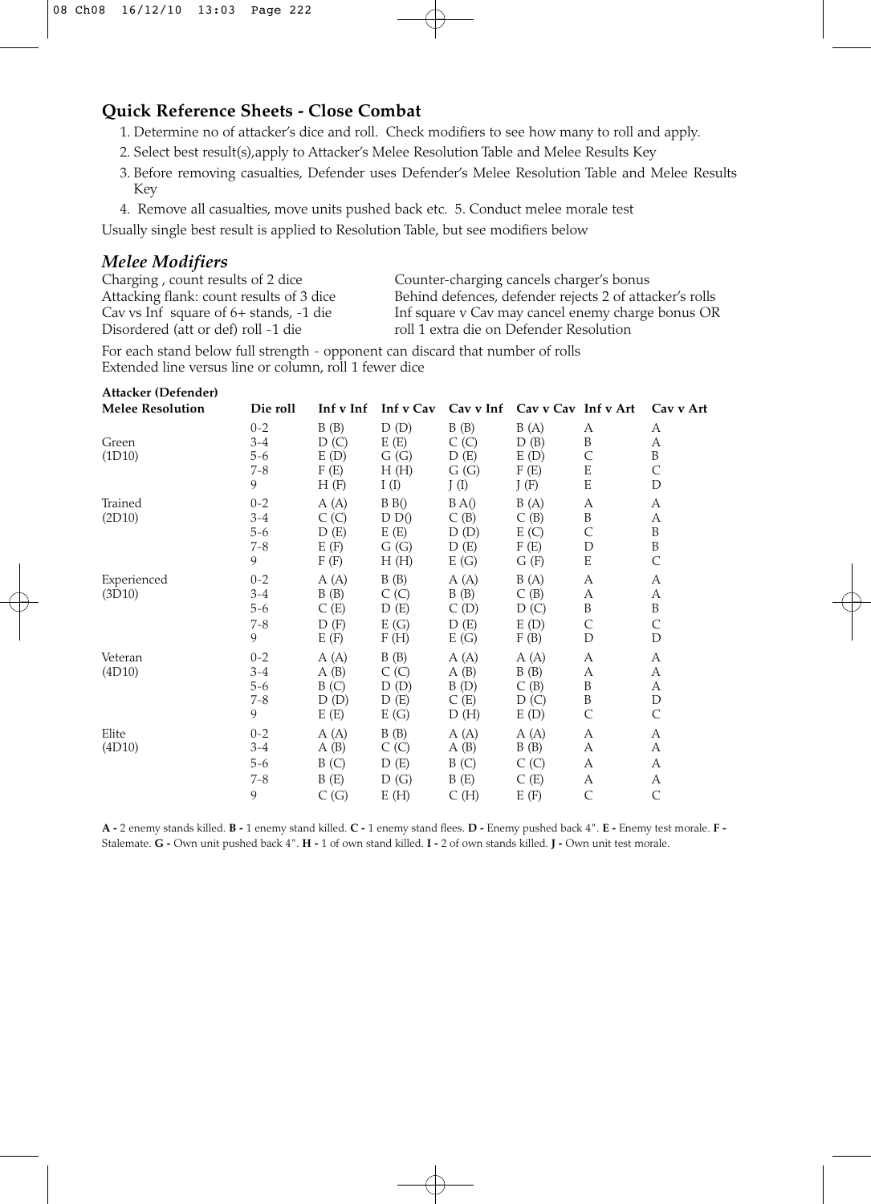## Quick Reference Sheets - Close Combat

1. Determine no of attacker's dice and roll. Check modifiers to see how many to roll and apply.
2. Select best result(s),apply to Attacker's Melee Resolution Table and Melee Results Key
3. Before removing casualties, Defender uses Defender's Melee Resolution Table and Melee Results Key
4. Remove all casualties, move units pushed back etc. 5. Conduct melee morale test

Usually single best result is applied to Resolution Table, but see modifiers below

### *Melee Modifiers*

Charging , count results of 2 dice
Attacking flank: count results of 3 dice
Cav vs Inf square of 6+ stands, -1 die
Disordered (att or def) roll -1 die

Counter-charging cancels charger's bonus
Behind defences, defender rejects 2 of attacker's rolls
Inf square v Cav may cancel enemy charge bonus OR roll 1 extra die on Defender Resolution

For each stand below full strength - opponent can discard that number of rolls
Extended line versus line or column, roll 1 fewer dice

| Attacker (Defender) Melee Resolution | Die roll | Inf v Inf | Inf v Cav | Cav v Inf | Cav v Cav | Inf v Art | Cav v Art |
|---|---|---|---|---|---|---|---|
| Green (1D10) | 0-2 | B (B) | D (D) | B (B) | B (A) | A | A |
| | 3-4 | D (C) | E (E) | C (C) | D (B) | B | A |
| | 5-6 | E (D) | G (G) | D (E) | E (D) | C | B |
| | 7-8 | F (E) | H (H) | G (G) | F (E) | E | C |
| | 9 | H (F) | I (I) | J (I) | J (F) | E | D |
| Trained (2D10) | 0-2 | A (A) | B B() | B A() | B (A) | A | A |
| | 3-4 | C (C) | D D() | C (B) | C (B) | B | A |
| | 5-6 | D (E) | E (E) | D (D) | E (C) | C | B |
| | 7-8 | E (F) | G (G) | D (E) | F (E) | D | B |
| | 9 | F (F) | H (H) | E (G) | G (F) | E | C |
| Experienced (3D10) | 0-2 | A (A) | B (B) | A (A) | B (A) | A | A |
| | 3-4 | B (B) | C (C) | B (B) | C (B) | A | A |
| | 5-6 | C (E) | D (E) | C (D) | D (C) | B | B |
| | 7-8 | D (F) | E (G) | D (E) | E (D) | C | C |
| | 9 | E (F) | F (H) | E (G) | F (B) | D | D |
| Veteran (4D10) | 0-2 | A (A) | B (B) | A (A) | A (A) | A | A |
| | 3-4 | A (B) | C (C) | A (B) | B (B) | A | A |
| | 5-6 | B (C) | D (D) | B (D) | C (B) | B | A |
| | 7-8 | D (D) | D (E) | C (E) | D (C) | B | D |
| | 9 | E (E) | E (G) | D (H) | E (D) | C | C |
| Elite (4D10) | 0-2 | A (A) | B (B) | A (A) | A (A) | A | A |
| | 3-4 | A (B) | C (C) | A (B) | B (B) | A | A |
| | 5-6 | B (C) | D (E) | B (C) | C (C) | A | A |
| | 7-8 | B (E) | D (G) | B (E) | C (E) | A | A |
| | 9 | C (G) | E (H) | C (H) | E (F) | C | C |

**A -** 2 enemy stands killed. **B -** 1 enemy stand killed. **C -** 1 enemy stand flees. **D -** Enemy pushed back 4". **E -** Enemy test morale. **F -** Stalemate. **G -** Own unit pushed back 4". **H -** 1 of own stand killed. **I -** 2 of own stands killed. **J -** Own unit test morale.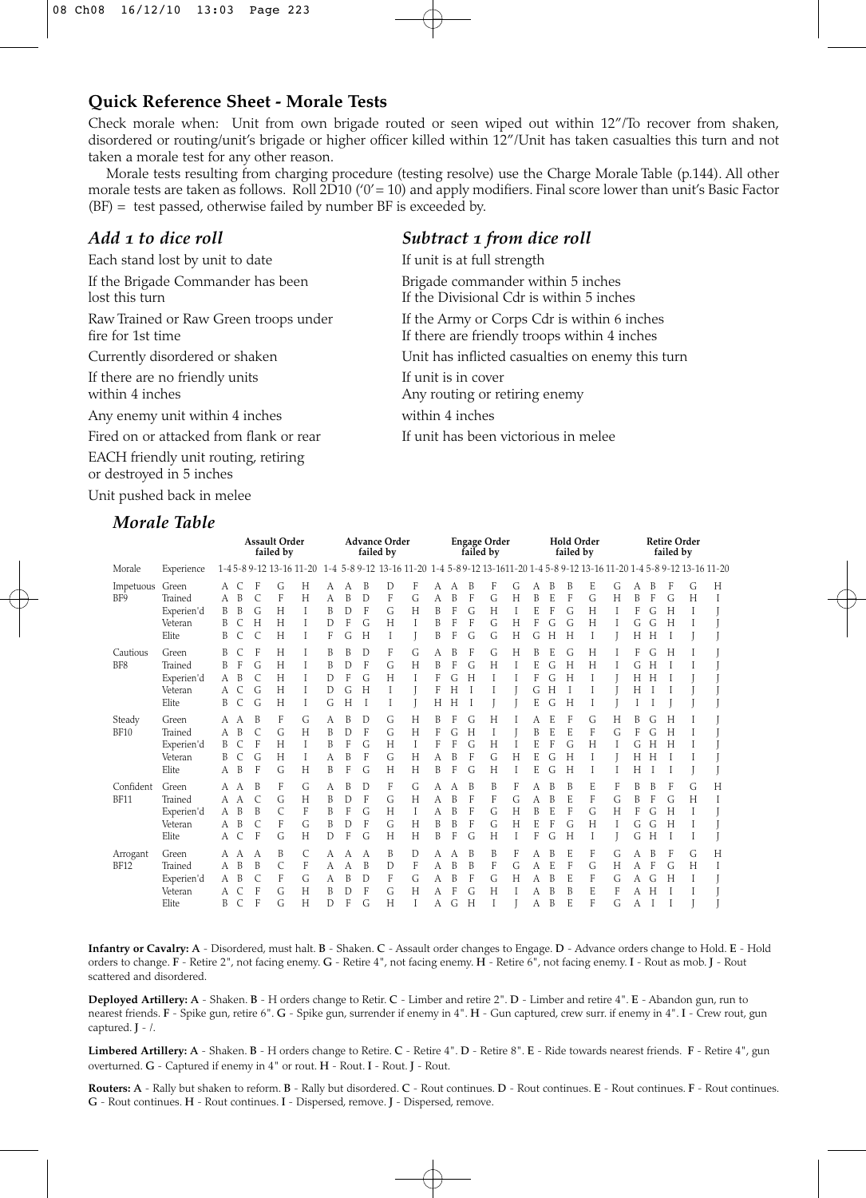## Quick Reference Sheet - Morale Tests

Check morale when: Unit from own brigade routed or seen wiped out within 12"/To recover from shaken, disordered or routing/unit's brigade or higher officer killed within 12"/Unit has taken casualties this turn and not taken a morale test for any other reason.

Morale tests resulting from charging procedure (testing resolve) use the Charge Morale Table (p.144). All other morale tests are taken as follows. Roll 2D10 ('0' = 10) and apply modifiers. Final score lower than unit's Basic Factor (BF) = test passed, otherwise failed by number BF is exceeded by.

### *Add 1 to dice roll*

- Each stand lost by unit to date
- If the Brigade Commander has been lost this turn
- Raw Trained or Raw Green troops under fire for 1st time
- Currently disordered or shaken
- If there are no friendly units within 4 inches
- Any enemy unit within 4 inches
- Fired on or attacked from flank or rear
- EACH friendly unit routing, retiring or destroyed in 5 inches
- Unit pushed back in melee

### *Subtract 1 from dice roll*

- If unit is at full strength
- Brigade commander within 5 inches
- If the Divisional Cdr is within 5 inches
- If the Army or Corps Cdr is within 6 inches
- If there are friendly troops within 4 inches
- Unit has inflicted casualties on enemy this turn
- If unit is in cover
- Any routing or retiring enemy within 4 inches
- If unit has been victorious in melee

### *Morale Table*

| | | Assault Order failed by | | | | | Advance Order failed by | | | | | Engage Order failed by | | | | | Hold Order failed by | | | | | Retire Order failed by | | | | |
|---|---|---|---|---|---|---|---|---|---|---|---|---|---|---|---|---|---|---|---|---|---|---|---|---|---|---|
| Morale | Experience | 1-4 | 5-8 | 9-12 | 13-16 | 11-20 | 1-4 | 5-8 | 9-12 | 13-16 | 11-20 | 1-4 | 5-8 | 9-12 | 13-16 | 11-20 | 1-4 | 5-8 | 9-12 | 13-16 | 11-20 | 1-4 | 5-8 | 9-12 | 13-16 | 11-20 |
| Impetuous BF9 | Green | A | C | F | G | H | A | A | B | D | F | A | A | B | F | G | A | B | B | E | G | A | B | F | G | H |
| | Trained | A | B | C | F | H | A | B | D | F | G | A | B | F | G | H | B | E | F | G | H | B | F | G | H | I |
| | Experien'd | B | B | G | H | I | B | D | F | G | H | B | F | G | H | I | E | F | G | H | I | F | G | H | I | J |
| | Veteran | B | C | H | H | I | D | F | G | H | I | B | F | F | G | H | F | G | G | H | I | G | G | H | I | J |
| | Elite | B | C | C | H | I | F | G | H | I | J | B | F | G | G | H | G | H | H | I | J | H | H | I | J | J |
| Cautious BF8 | Green | B | C | F | H | I | B | B | D | F | G | A | B | F | G | H | B | E | G | H | I | F | G | H | I | J |
| | Trained | B | F | G | H | I | B | D | F | G | H | B | F | G | H | I | E | G | H | H | I | G | H | I | I | J |
| | Experien'd | A | B | C | H | I | D | F | G | H | I | F | G | H | I | I | F | G | H | I | J | H | H | I | J | J |
| | Veteran | A | C | G | H | I | D | G | H | I | J | F | H | I | I | J | G | H | I | I | J | H | I | I | J | J |
| | Elite | B | C | G | H | I | G | H | I | I | J | H | H | I | J | J | E | G | H | I | J | I | I | J | J | J |
| Steady BF10 | Green | A | A | B | F | G | A | B | D | G | H | B | F | G | H | I | A | E | F | G | H | B | G | H | I | J |
| | Trained | A | B | C | G | H | B | D | F | G | H | F | G | H | I | J | B | E | E | F | G | F | G | H | I | J |
| | Experien'd | B | C | F | H | I | B | F | G | H | I | F | F | G | H | I | E | F | G | H | I | G | H | H | I | J |
| | Veteran | B | C | G | H | I | A | B | F | G | H | A | B | F | G | H | E | G | H | I | J | H | H | I | I | J |
| | Elite | A | B | F | G | H | B | F | G | H | H | B | F | G | H | I | E | G | H | I | I | H | I | I | J | J |
| Confident BF11 | Green | A | A | B | F | G | A | B | D | F | G | A | A | B | B | F | A | B | B | E | F | B | B | F | G | H |
| | Trained | A | A | C | G | H | B | D | F | G | H | A | B | F | F | G | A | B | E | F | G | B | F | G | H | I |
| | Experien'd | A | B | B | C | F | B | F | G | H | I | A | B | F | G | H | B | E | F | G | H | F | G | H | I | J |
| | Veteran | A | B | C | F | G | B | D | F | G | H | B | B | F | G | H | E | F | G | H | I | G | G | H | I | J |
| | Elite | A | C | F | G | H | D | F | G | H | H | B | F | G | H | I | F | G | H | I | J | G | H | I | I | J |
| Arrogant BF12 | Green | A | A | A | B | C | A | A | A | B | D | A | A | B | B | F | A | B | E | F | G | A | B | F | G | H |
| | Trained | A | B | B | C | F | A | A | B | D | F | A | B | B | F | G | A | E | F | G | H | A | F | G | H | I |
| | Experien'd | A | B | C | F | G | A | B | D | F | G | A | B | F | G | H | A | B | E | F | G | A | G | H | I | J |
| | Veteran | A | C | F | G | H | B | D | F | G | H | A | F | G | H | I | A | B | B | E | F | A | H | I | I | J |
| | Elite | B | C | F | G | H | D | F | G | H | I | A | G | H | I | J | A | B | E | F | G | A | I | I | J | J |

**Infantry or Cavalry: A** - Disordered, must halt. **B** - Shaken. **C** - Assault order changes to Engage. **D** - Advance orders change to Hold. **E** - Hold orders to change. **F** - Retire 2", not facing enemy. **G** - Retire 4", not facing enemy. **H** - Retire 6", not facing enemy. **I** - Rout as mob. **J** - Rout scattered and disordered.

**Deployed Artillery: A** - Shaken. **B** - H orders change to Retir. **C** - Limber and retire 2". **D** - Limber and retire 4". **E** - Abandon gun, run to nearest friends. **F** - Spike gun, retire 6". **G** - Spike gun, surrender if enemy in 4". **H** - Gun captured, crew surr. if enemy in 4". **I** - Crew rout, gun captured. **J** - /.

**Limbered Artillery: A** - Shaken. **B** - H orders change to Retire. **C** - Retire 4". **D** - Retire 8". **E** - Ride towards nearest friends. **F** - Retire 4", gun overturned. **G** - Captured if enemy in 4" or rout. **H** - Rout. **I** - Rout. **J** - Rout.

**Routers: A** - Rally but shaken to reform. **B** - Rally but disordered. **C** - Rout continues. **D** - Rout continues. **E** - Rout continues. **F** - Rout continues. **G** - Rout continues. **H** - Rout continues. **I** - Dispersed, remove. **J** - Dispersed, remove.